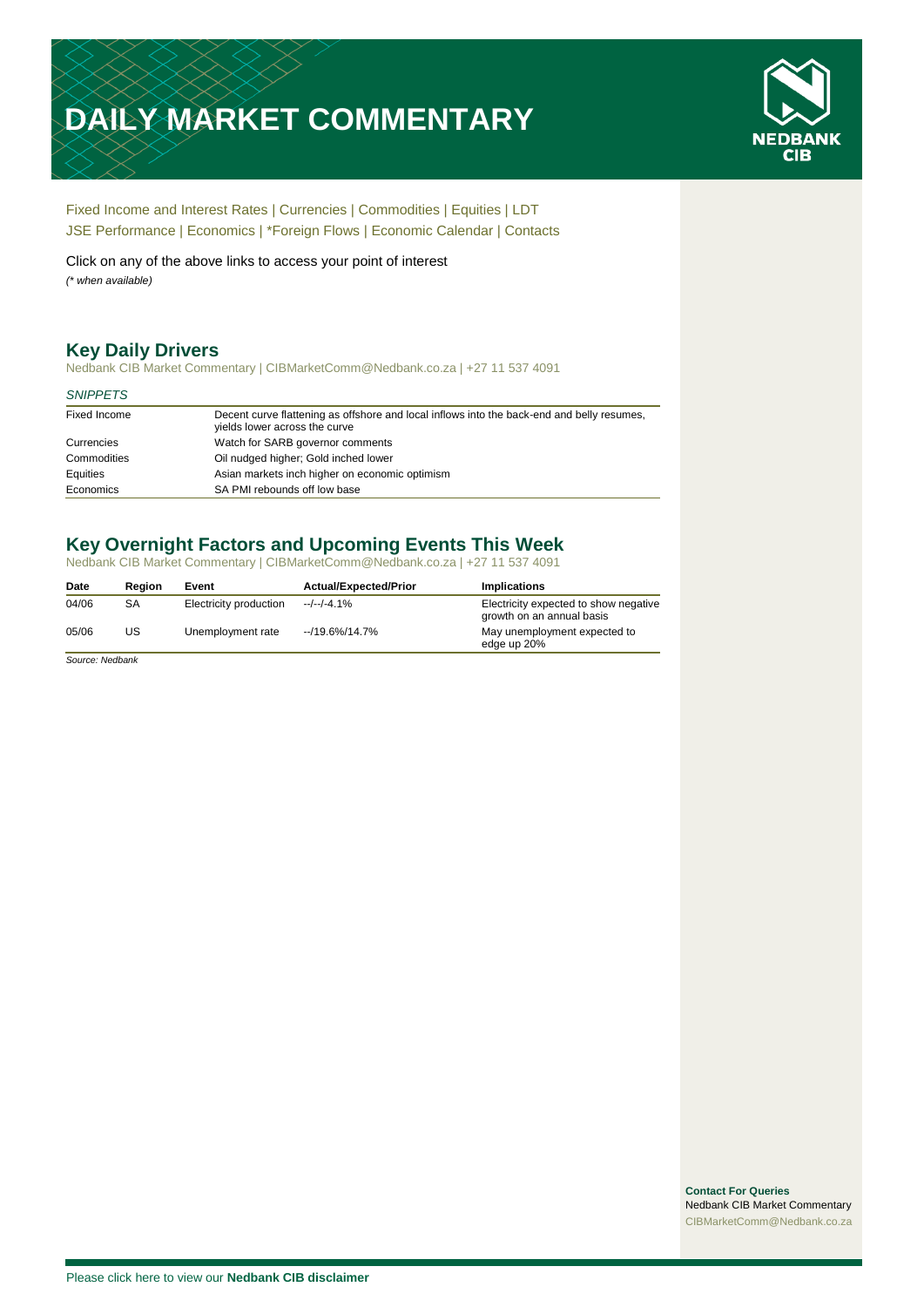# DAILY MARKET COMMENTARY

Fixed Income and Interest Rates | Currencies | Commodities | Equities | LDT
JSE Performance | Economics | *Foreign Flows | Economic Calendar | Contacts

Click on any of the above links to access your point of interest

*(* when available)*

## Key Daily Drivers

Nedbank CIB Market Commentary | CIBMarketComm@Nedbank.co.za | +27 11 537 4091

*SNIPPETS*

| | |
|---|---|
| Fixed Income | Decent curve flattening as offshore and local inflows into the back-end and belly resumes, yields lower across the curve |
| Currencies | Watch for SARB governor comments |
| Commodities | Oil nudged higher; Gold inched lower |
| Equities | Asian markets inch higher on economic optimism |
| Economics | SA PMI rebounds off low base |

## Key Overnight Factors and Upcoming Events This Week

Nedbank CIB Market Commentary | CIBMarketComm@Nedbank.co.za | +27 11 537 4091

| Date | Region | Event | Actual/Expected/Prior | Implications |
|---|---|---|---|---|
| 04/06 | SA | Electricity production | --/--/-4.1% | Electricity expected to show negative growth on an annual basis |
| 05/06 | US | Unemployment rate | --/19.6%/14.7% | May unemployment expected to edge up 20% |

*Source: Nedbank*

**Contact For Queries**
Nedbank CIB Market Commentary
CIBMarketComm@Nedbank.co.za

Please click here to view our **Nedbank CIB disclaimer**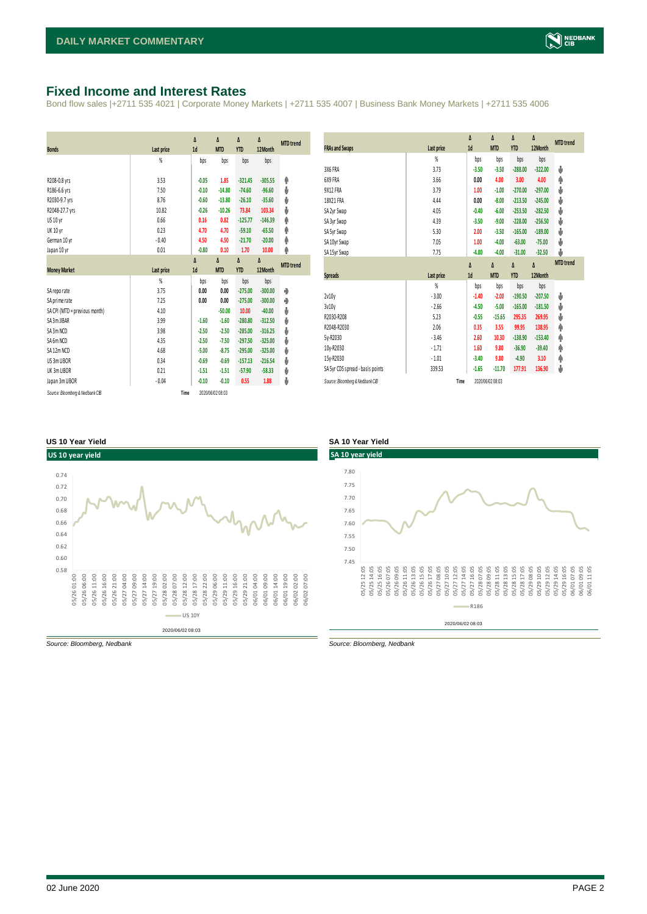# Fixed Income and Interest Rates

Bond flow sales |+2711 535 4021 | Corporate Money Markets | +2711 535 4007 | Business Bank Money Markets | +2711 535 4006

| Bonds | Last price | Δ 1d | Δ MTD | Δ YTD | Δ 12Month | MTD trend |
|---|---|---|---|---|---|---|
| | % | bps | bps | bps | bps | |
| R208-0.8 yrs | 3.53 | -0.05 | 1.85 | -321.45 | -305.55 | ↑ |
| R186-6.6 yrs | 7.50 | -0.10 | -14.80 | -74.60 | -96.60 | ↓ |
| R2030-9.7 yrs | 8.76 | -0.60 | -13.80 | -26.10 | -35.60 | ↓ |
| R2048-27.7 yrs | 10.82 | -0.26 | -10.26 | 73.84 | 103.34 | ↓ |
| US 10 yr | 0.66 | 0.16 | 0.82 | -125.77 | -146.39 | ↑ |
| UK 10 yr | 0.23 | 4.70 | 4.70 | -59.10 | -65.50 | ↑ |
| German 10 yr | -0.40 | 4.50 | 4.50 | -21.70 | -20.00 | ↑ |
| Japan 10 yr | 0.01 | -0.80 | 0.10 | 1.70 | 10.00 | ↑ |

| Money Market | Last price | Δ 1d | Δ MTD | Δ YTD | Δ 12Month | MTD trend |
|---|---|---|---|---|---|---|
| | % | bps | bps | bps | bps | |
| SA repo rate | 3.75 | 0.00 | 0.00 | -275.00 | -300.00 | → |
| SA prime rate | 7.25 | 0.00 | 0.00 | -275.00 | -300.00 | → |
| SA CPI (MTD = previous month) | 4.10 | | -50.00 | 10.00 | -40.00 | ↓ |
| SA 3m JIBAR | 3.99 | -1.60 | -1.60 | -280.80 | -312.50 | ↓ |
| SA 3m NCD | 3.98 | -2.50 | -2.50 | -285.00 | -316.25 | ↓ |
| SA 6m NCD | 4.35 | -2.50 | -7.50 | -297.50 | -325.00 | ↓ |
| SA 12m NCD | 4.68 | -5.00 | -8.75 | -295.00 | -325.00 | ↓ |
| US 3m LIBOR | 0.34 | -0.69 | -0.69 | -157.13 | -216.54 | ↓ |
| UK 3m LIBOR | 0.21 | -1.51 | -1.51 | -57.90 | -58.33 | ↓ |
| Japan 3m LIBOR | -0.04 | -0.10 | -0.10 | 0.55 | 1.88 | ↓ |

Source: Bloomberg & Nedbank CIB Time 2020/06/02 08:03

| FRAs and Swaps | Last price | Δ 1d | Δ MTD | Δ YTD | Δ 12Month | MTD trend |
|---|---|---|---|---|---|---|
| | % | bps | bps | bps | bps | |
| 3X6 FRA | 3.73 | -3.50 | -3.50 | -288.00 | -322.00 | ↓ |
| 6X9 FRA | 3.66 | 0.00 | 4.00 | 3.00 | 4.00 | ↑ |
| 9X12 FRA | 3.79 | 1.00 | -1.00 | -270.00 | -297.00 | ↓ |
| 18X21 FRA | 4.44 | 0.00 | -8.00 | -213.50 | -245.00 | ↓ |
| SA 2yr Swap | 4.05 | -0.40 | -6.00 | -253.50 | -282.50 | ↓ |
| SA 3yr Swap | 4.39 | -3.50 | -9.00 | -228.00 | -256.50 | ↓ |
| SA 5yr Swap | 5.30 | 2.00 | -3.50 | -165.00 | -189.00 | ↓ |
| SA 10yr Swap | 7.05 | 1.00 | -4.00 | -63.00 | -75.00 | ↓ |
| SA 15yr Swap | 7.75 | -4.00 | -4.00 | -31.00 | -32.50 | ↓ |

| Spreads | Last price | Δ 1d | Δ MTD | Δ YTD | Δ 12Month | MTD trend |
|---|---|---|---|---|---|---|
| | % | bps | bps | bps | bps | |
| 2v10y | -3.00 | -1.40 | -2.00 | -190.50 | -207.50 | ↓ |
| 3v10y | -2.66 | -4.50 | -5.00 | -165.00 | -181.50 | ↓ |
| R2030-R208 | 5.23 | -0.55 | -15.65 | 295.35 | 269.95 | ↓ |
| R2048-R2030 | 2.06 | 0.35 | 3.55 | 99.95 | 138.95 | ↑ |
| 5y-R2030 | -3.46 | 2.60 | 10.30 | -138.90 | -153.40 | ↑ |
| 10y-R2030 | -1.71 | 1.60 | 9.80 | -36.90 | -39.40 | ↑ |
| 15y-R2030 | -1.01 | -3.40 | 9.80 | -4.90 | 3.10 | ↑ |
| SA 5yr CDS spread - basis points | 339.53 | -1.65 | -11.70 | 177.91 | 136.90 | ↓ |

Source: Bloomberg & Nedbank CIB Time 2020/06/02 08:03

### US 10 Year Yield

*Source: Bloomberg, Nedbank*

### SA 10 Year Yield

*Source: Bloomberg, Nedbank*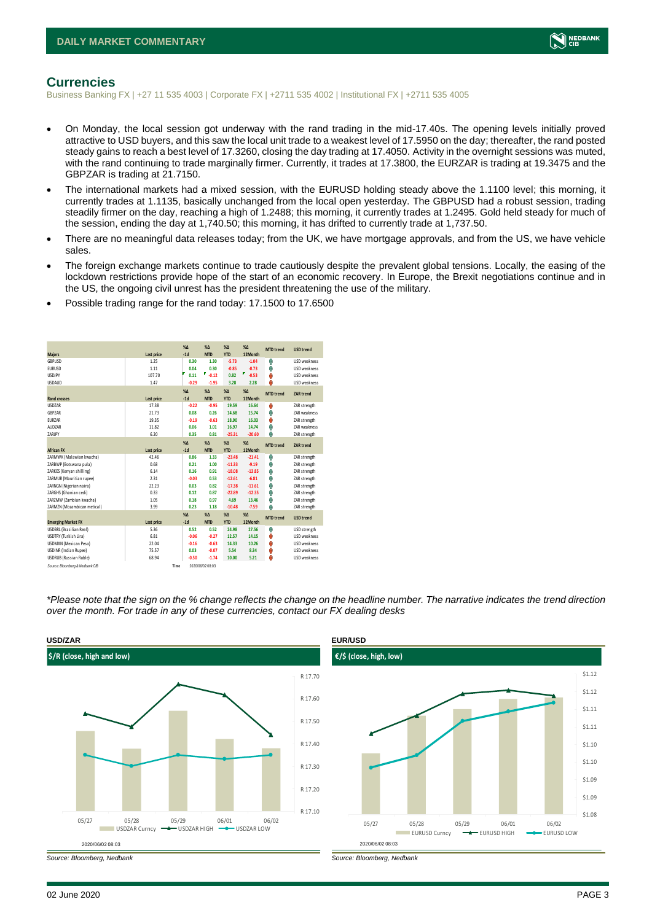## Currencies

Business Banking FX | +27 11 535 4003 | Corporate FX | +2711 535 4002 | Institutional FX | +2711 535 4005

- On Monday, the local session got underway with the rand trading in the mid-17.40s. The opening levels initially proved attractive to USD buyers, and this saw the local unit trade to a weakest level of 17.5950 on the day; thereafter, the rand posted steady gains to reach a best level of 17.3260, closing the day trading at 17.4050. Activity in the overnight sessions was muted, with the rand continuing to trade marginally firmer. Currently, it trades at 17.3800, the EURZAR is trading at 19.3475 and the GBPZAR is trading at 21.7150.
- The international markets had a mixed session, with the EURUSD holding steady above the 1.1100 level; this morning, it currently trades at 1.1135, basically unchanged from the local open yesterday. The GBPUSD had a robust session, trading steadily firmer on the day, reaching a high of 1.2488; this morning, it currently trades at 1.2495. Gold held steady for much of the session, ending the day at 1,740.50; this morning, it has drifted to currently trade at 1,737.50.
- There are no meaningful data releases today; from the UK, we have mortgage approvals, and from the US, we have vehicle sales.
- The foreign exchange markets continue to trade cautiously despite the prevalent global tensions. Locally, the easing of the lockdown restrictions provide hope of the start of an economic recovery. In Europe, the Brexit negotiations continue and in the US, the ongoing civil unrest has the president threatening the use of the military.
- Possible trading range for the rand today: 17.1500 to 17.6500

| Majors | Last price | %Δ -1d | %Δ MTD | %Δ YTD | %Δ 12Month | MTD trend | USD trend |
|---|---|---|---|---|---|---|---|
| GBPUSD | 1.25 | 0.30 | 1.30 | -5.73 | -1.04 | | USD weakness |
| EURUSD | 1.11 | 0.04 | 0.30 | -0.85 | -0.73 | | USD weakness |
| USDJPY | 107.70 | 0.11 | -0.12 | 0.82 | -0.53 | | USD weakness |
| USDAUD | 1.47 | -0.29 | -1.95 | 3.28 | 2.28 | | USD weakness |
| **Rand crosses** | **Last price** | **%Δ -1d** | **%Δ MTD** | **%Δ YTD** | **%Δ 12Month** | **MTD trend** | **ZAR trend** |
| USDZAR | 17.38 | -0.22 | -0.95 | 19.59 | 16.64 | | ZAR strength |
| GBPZAR | 21.73 | 0.08 | 0.26 | 14.68 | 15.74 | | ZAR weakness |
| EURZAR | 19.35 | -0.19 | -0.63 | 18.90 | 16.03 | | ZAR strength |
| AUDZAR | 11.82 | 0.06 | 1.01 | 16.97 | 14.74 | | ZAR weakness |
| ZARJPY | 6.20 | 0.35 | 0.81 | -25.31 | -20.60 | | ZAR strength |
| **African FX** | **Last price** | **%Δ -1d** | **%Δ MTD** | **%Δ YTD** | **%Δ 12Month** | **MTD trend** | **ZAR trend** |
| ZARMWK (Malawian kwacha) | 42.46 | 0.86 | 1.33 | -23.48 | -21.41 | | ZAR strength |
| ZARBWP (Botswana pula) | 0.68 | 0.21 | 1.00 | -11.33 | -9.19 | | ZAR strength |
| ZARKES (Kenyan shilling) | 6.14 | 0.16 | 0.91 | -18.08 | -13.85 | | ZAR strength |
| ZARMUR (Mauritian rupee) | 2.31 | -0.03 | 0.53 | -12.61 | -6.81 | | ZAR strength |
| ZARNGN (Nigerian naira) | 22.23 | 0.03 | 0.82 | -17.38 | -11.61 | | ZAR strength |
| ZARGHS (Ghanian cedi) | 0.33 | 0.12 | 0.87 | -22.89 | -12.35 | | ZAR strength |
| ZARZMW (Zambian kwacha) | 1.05 | 0.18 | 0.97 | 4.69 | 13.46 | | ZAR strength |
| ZARMZN (Mozambican metical) | 3.99 | 0.23 | 1.18 | -10.48 | -7.59 | | ZAR strength |
| **Emerging Market FX** | **Last price** | **%Δ -1d** | **%Δ MTD** | **%Δ YTD** | **%Δ 12Month** | **MTD trend** | **USD trend** |
| USDBRL (Brazilian Real) | 5.36 | 0.52 | 0.52 | 24.98 | 27.56 | | USD strength |
| USDTRY (Turkish Lira) | 6.81 | -0.06 | -0.27 | 12.57 | 14.15 | | USD weakness |
| USDMXN (Mexican Peso) | 22.04 | -0.16 | -0.63 | 14.33 | 10.26 | | USD weakness |
| USDINR (Indian Rupee) | 75.57 | 0.03 | -0.07 | 5.54 | 8.34 | | USD weakness |
| USDRUB (Russian Ruble) | 68.94 | -0.50 | -1.74 | 10.00 | 5.21 | | USD weakness |

Source: Bloomberg & Nedbank CIB. Time: 2020/06/02 08:03

*\*Please note that the sign on the % change reflects the change on the headline number. The narrative indicates the trend direction over the month. For trade in any of these currencies, contact our FX dealing desks*

**USD/ZAR**

$/R (close, high and low)

Source: Bloomberg, Nedbank

**EUR/USD**

€/$ (close, high, low)

Source: Bloomberg, Nedbank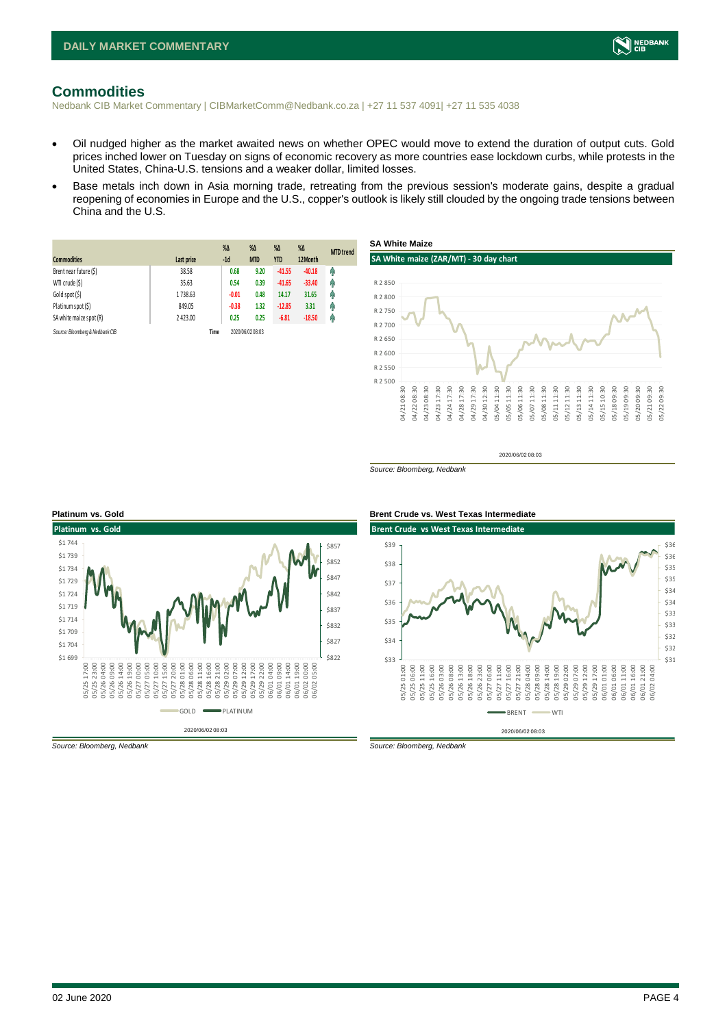## Commodities

Nedbank CIB Market Commentary | CIBMarketComm@Nedbank.co.za | +27 11 537 4091| +27 11 535 4038

- Oil nudged higher as the market awaited news on whether OPEC would move to extend the duration of output cuts. Gold prices inched lower on Tuesday on signs of economic recovery as more countries ease lockdown curbs, while protests in the United States, China-U.S. tensions and a weaker dollar, limited losses.
- Base metals inch down in Asia morning trade, retreating from the previous session's moderate gains, despite a gradual reopening of economies in Europe and the U.S., copper's outlook is likely still clouded by the ongoing trade tensions between China and the U.S.

| Commodities | Last price | %Δ -1d | %Δ MTD | %Δ YTD | %Δ 12Month | MTD trend |
|---|---|---|---|---|---|---|
| Brent near future ($) | 38.58 | 0.68 | 9.20 | -41.55 | -40.18 | ↑ |
| WTI crude ($) | 35.63 | 0.54 | 0.39 | -41.65 | -33.40 | ↑ |
| Gold spot ($) | 1 738.63 | -0.01 | 0.48 | 14.17 | 31.65 | ↑ |
| Platinum spot ($) | 849.05 | -0.38 | 1.32 | -12.85 | 3.31 | ↑ |
| SA white maize spot (R) | 2 423.00 | 0.25 | 0.25 | -6.81 | -18.50 | ↑ |

*Source: Bloomberg & Nedbank CIB* Time 2020/06/02 08:03

**SA White Maize**

Source: Bloomberg, Nedbank

**Platinum vs. Gold**

Source: Bloomberg, Nedbank

**Brent Crude vs. West Texas Intermediate**

Source: Bloomberg, Nedbank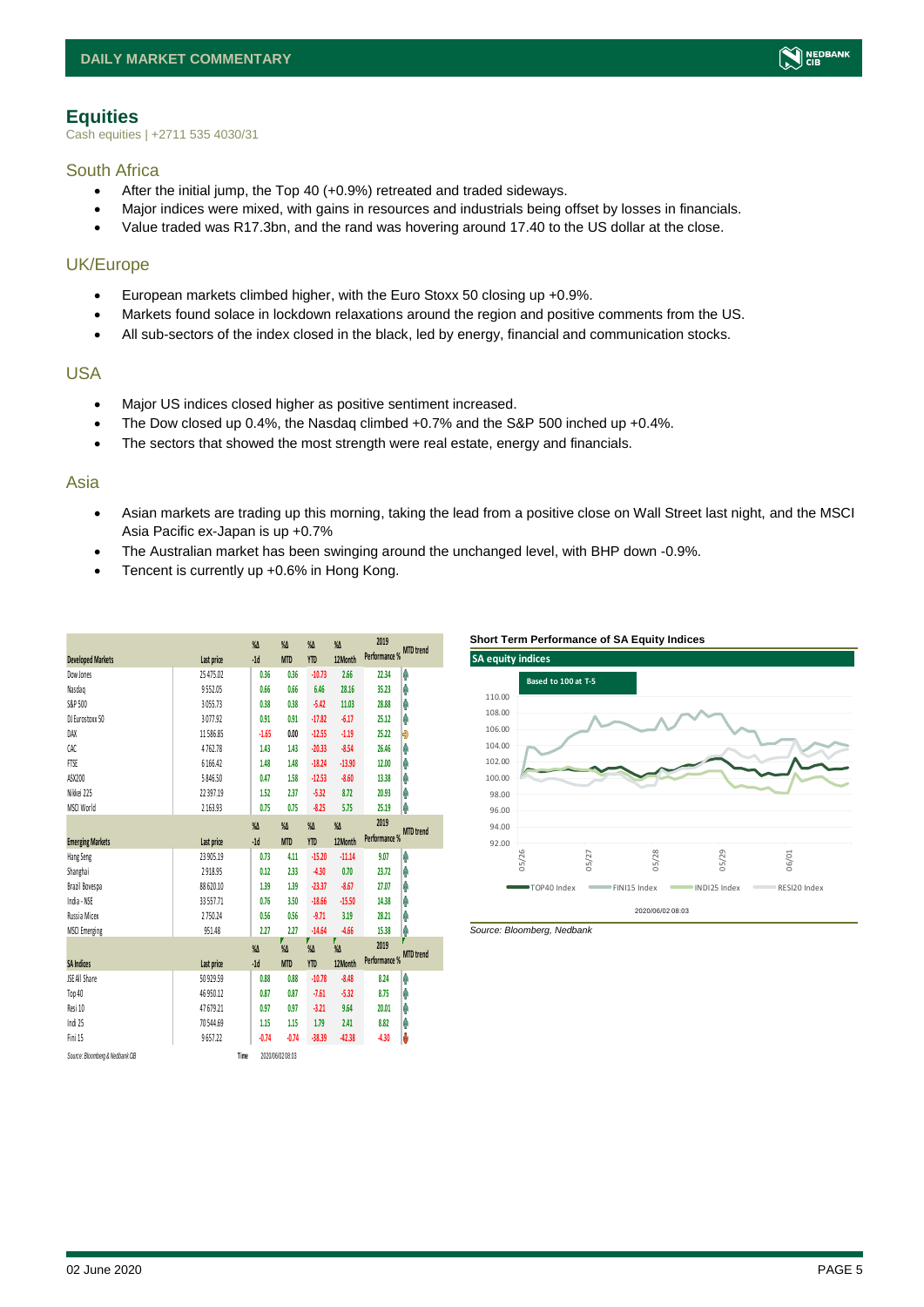## Equities

Cash equities | +2711 535 4030/31

### South Africa

- After the initial jump, the Top 40 (+0.9%) retreated and traded sideways.
- Major indices were mixed, with gains in resources and industrials being offset by losses in financials.
- Value traded was R17.3bn, and the rand was hovering around 17.40 to the US dollar at the close.

### UK/Europe

- European markets climbed higher, with the Euro Stoxx 50 closing up +0.9%.
- Markets found solace in lockdown relaxations around the region and positive comments from the US.
- All sub-sectors of the index closed in the black, led by energy, financial and communication stocks.

### USA

- Major US indices closed higher as positive sentiment increased.
- The Dow closed up 0.4%, the Nasdaq climbed +0.7% and the S&P 500 inched up +0.4%.
- The sectors that showed the most strength were real estate, energy and financials.

### Asia

- Asian markets are trading up this morning, taking the lead from a positive close on Wall Street last night, and the MSCI Asia Pacific ex-Japan is up +0.7%
- The Australian market has been swinging around the unchanged level, with BHP down -0.9%.
- Tencent is currently up +0.6% in Hong Kong.

| Developed Markets | Last price | %Δ -1d | %Δ MTD | %Δ YTD | %Δ 12Month | 2019 Performance % | MTD trend |
|---|---|---|---|---|---|---|---|
| Dow Jones | 25 475.02 | 0.36 | 0.36 | -10.73 | 2.66 | 22.34 | |
| Nasdaq | 9 552.05 | 0.66 | 0.66 | 6.46 | 28.16 | 35.23 | |
| S&P 500 | 3 055.73 | 0.38 | 0.38 | -5.42 | 11.03 | 28.88 | |
| DJ Eurostoxx 50 | 3 077.92 | 0.91 | 0.91 | -17.82 | -6.17 | 25.12 | |
| DAX | 11 586.85 | -1.65 | 0.00 | -12.55 | -1.19 | 25.22 | |
| CAC | 4 762.78 | 1.43 | 1.43 | -20.33 | -8.54 | 26.46 | |
| FTSE | 6 166.42 | 1.48 | 1.48 | -18.24 | -13.90 | 12.00 | |
| ASX200 | 5 846.50 | 0.47 | 1.58 | -12.53 | -8.60 | 13.38 | |
| Nikkei 225 | 22 397.19 | 1.52 | 2.37 | -5.32 | 8.72 | 20.93 | |
| MSCI World | 2 163.93 | 0.75 | 0.75 | -8.25 | 5.75 | 25.19 | |
| **Emerging Markets** | **Last price** | **%Δ -1d** | **%Δ MTD** | **%Δ YTD** | **%Δ 12Month** | **2019 Performance %** | **MTD trend** |
| Hang Seng | 23 905.19 | 0.73 | 4.11 | -15.20 | -11.14 | 9.07 | |
| Shanghai | 2 918.95 | 0.12 | 2.33 | -4.30 | 0.70 | 23.72 | |
| Brazil Bovespa | 88 620.10 | 1.39 | 1.39 | -23.37 | -8.67 | 27.07 | |
| India - NSE | 33 557.71 | 0.76 | 3.50 | -18.66 | -15.50 | 14.38 | |
| Russia Micex | 2 750.24 | 0.56 | 0.56 | -9.71 | 3.19 | 28.21 | |
| MSCI Emerging | 951.48 | 2.27 | 2.27 | -14.64 | -4.66 | 15.38 | |
| **SA Indices** | **Last price** | **%Δ -1d** | **%Δ MTD** | **%Δ YTD** | **%Δ 12Month** | **2019 Performance %** | **MTD trend** |
| JSE All Share | 50 929.59 | 0.88 | 0.88 | -10.78 | -8.48 | 8.24 | |
| Top 40 | 46 950.12 | 0.87 | 0.87 | -7.61 | -5.32 | 8.75 | |
| Resi 10 | 47 679.21 | 0.97 | 0.97 | -3.21 | 9.64 | 20.01 | |
| Indi 25 | 70 544.69 | 1.15 | 1.15 | 1.79 | 2.41 | 8.82 | |
| Fini 15 | 9 657.22 | -0.74 | -0.74 | -38.39 | -42.38 | -4.30 | |

Source: Bloomberg & Nedbank CIB Time 2020/06/02 08:03

**Short Term Performance of SA Equity Indices**

SA equity indices — Based to 100 at T-5 (TOP40 Index, FINI15 Index, INDI25 Index, RESI20 Index) 2020/06/02 08:03

Source: Bloomberg, Nedbank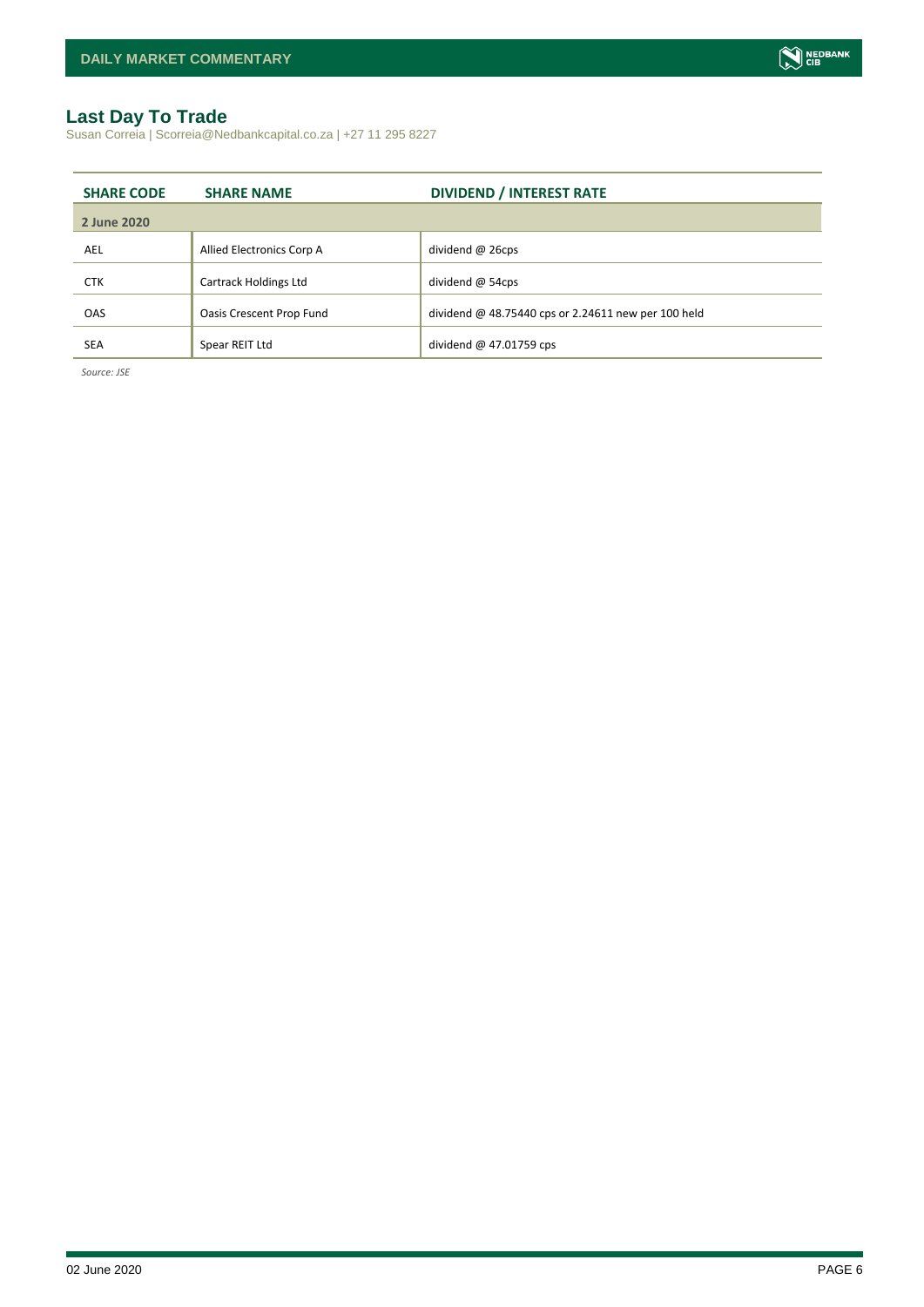## Last Day To Trade

Susan Correia | Scorreia@Nedbankcapital.co.za | +27 11 295 8227

| SHARE CODE | SHARE NAME | DIVIDEND / INTEREST RATE |
|---|---|---|
| **2 June 2020** | | |
| AEL | Allied Electronics Corp A | dividend @ 26cps |
| CTK | Cartrack Holdings Ltd | dividend @ 54cps |
| OAS | Oasis Crescent Prop Fund | dividend @ 48.75440 cps or 2.24611 new per 100 held |
| SEA | Spear REIT Ltd | dividend @ 47.01759 cps |

*Source: JSE*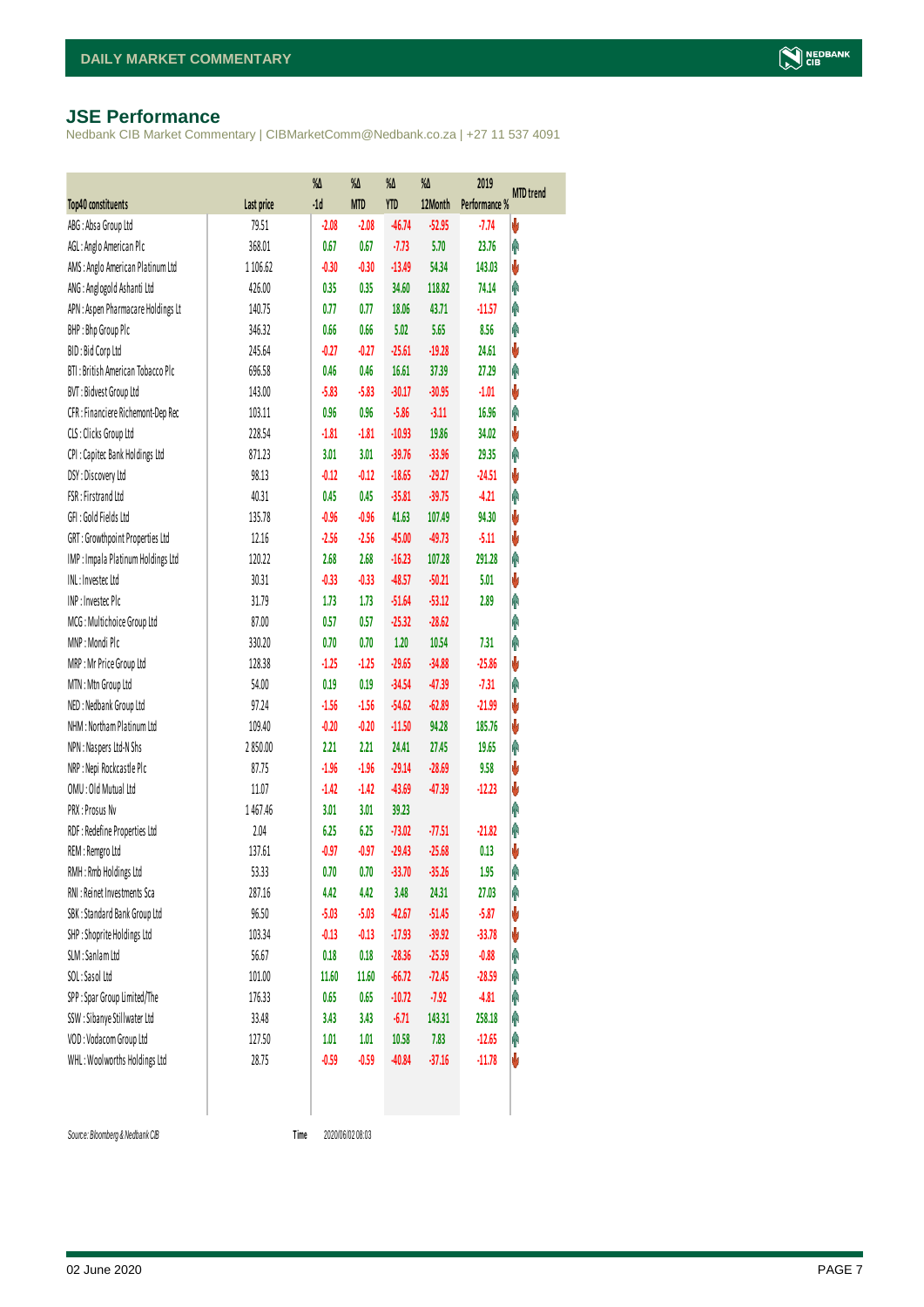## JSE Performance

Nedbank CIB Market Commentary | CIBMarketComm@Nedbank.co.za | +27 11 537 4091

| Top40 constituents | Last price | %Δ -1d | %Δ MTD | %Δ YTD | %Δ 12Month | 2019 Performance % | MTD trend |
|---|---|---|---|---|---|---|---|
| ABG : Absa Group Ltd | 79.51 | -2.08 | -2.08 | -46.74 | -52.95 | -7.74 | ⬇ |
| AGL : Anglo American Plc | 368.01 | 0.67 | 0.67 | -7.73 | 5.70 | 23.76 | ⬆ |
| AMS : Anglo American Platinum Ltd | 1 106.62 | -0.30 | -0.30 | -13.49 | 54.34 | 143.03 | ⬇ |
| ANG : Anglogold Ashanti Ltd | 426.00 | 0.35 | 0.35 | 34.60 | 118.82 | 74.14 | ⬆ |
| APN : Aspen Pharmacare Holdings Lt | 140.75 | 0.77 | 0.77 | 18.06 | 43.71 | -11.57 | ⬆ |
| BHP : Bhp Group Plc | 346.32 | 0.66 | 0.66 | 5.02 | 5.65 | 8.56 | ⬆ |
| BID : Bid Corp Ltd | 245.64 | -0.27 | -0.27 | -25.61 | -19.28 | 24.61 | ⬇ |
| BTI : British American Tobacco Plc | 696.58 | 0.46 | 0.46 | 16.61 | 37.39 | 27.29 | ⬆ |
| BVT : Bidvest Group Ltd | 143.00 | -5.83 | -5.83 | -30.17 | -30.95 | -1.01 | ⬇ |
| CFR : Financiere Richemont-Dep Rec | 103.11 | 0.96 | 0.96 | -5.86 | -3.11 | 16.96 | ⬆ |
| CLS : Clicks Group Ltd | 228.54 | -1.81 | -1.81 | -10.93 | 19.86 | 34.02 | ⬇ |
| CPI : Capitec Bank Holdings Ltd | 871.23 | 3.01 | 3.01 | -39.76 | -33.96 | 29.35 | ⬆ |
| DSY : Discovery Ltd | 98.13 | -0.12 | -0.12 | -18.65 | -29.27 | -24.51 | ⬇ |
| FSR : Firstrand Ltd | 40.31 | 0.45 | 0.45 | -35.81 | -39.75 | -4.21 | ⬆ |
| GFI : Gold Fields Ltd | 135.78 | -0.96 | -0.96 | 41.63 | 107.49 | 94.30 | ⬇ |
| GRT : Growthpoint Properties Ltd | 12.16 | -2.56 | -2.56 | -45.00 | -49.73 | -5.11 | ⬇ |
| IMP : Impala Platinum Holdings Ltd | 120.22 | 2.68 | 2.68 | -16.23 | 107.28 | 291.28 | ⬆ |
| INL : Investec Ltd | 30.31 | -0.33 | -0.33 | -48.57 | -50.21 | 5.01 | ⬇ |
| INP : Investec Plc | 31.79 | 1.73 | 1.73 | -51.64 | -53.12 | 2.89 | ⬆ |
| MCG : Multichoice Group Ltd | 87.00 | 0.57 | 0.57 | -25.32 | -28.62 | | ⬆ |
| MNP : Mondi Plc | 330.20 | 0.70 | 0.70 | 1.20 | 10.54 | 7.31 | ⬆ |
| MRP : Mr Price Group Ltd | 128.38 | -1.25 | -1.25 | -29.65 | -34.88 | -25.86 | ⬇ |
| MTN : Mtn Group Ltd | 54.00 | 0.19 | 0.19 | -34.54 | -47.39 | -7.31 | ⬆ |
| NED : Nedbank Group Ltd | 97.24 | -1.56 | -1.56 | -54.62 | -62.89 | -21.99 | ⬇ |
| NHM : Northam Platinum Ltd | 109.40 | -0.20 | -0.20 | -11.50 | 94.28 | 185.76 | ⬇ |
| NPN : Naspers Ltd-N Shs | 2 850.00 | 2.21 | 2.21 | 24.41 | 27.45 | 19.65 | ⬆ |
| NRP : Nepi Rockcastle Plc | 87.75 | -1.96 | -1.96 | -29.14 | -28.69 | 9.58 | ⬇ |
| OMU : Old Mutual Ltd | 11.07 | -1.42 | -1.42 | -43.69 | -47.39 | -12.23 | ⬇ |
| PRX : Prosus Nv | 1 467.46 | 3.01 | 3.01 | 39.23 | | | ⬆ |
| RDF : Redefine Properties Ltd | 2.04 | 6.25 | 6.25 | -73.02 | -77.51 | -21.82 | ⬆ |
| REM : Remgro Ltd | 137.61 | -0.97 | -0.97 | -29.43 | -25.68 | 0.13 | ⬇ |
| RMH : Rmb Holdings Ltd | 53.33 | 0.70 | 0.70 | -33.70 | -35.26 | 1.95 | ⬆ |
| RNI : Reinet Investments Sca | 287.16 | 4.42 | 4.42 | 3.48 | 24.31 | 27.03 | ⬆ |
| SBK : Standard Bank Group Ltd | 96.50 | -5.03 | -5.03 | -42.67 | -51.45 | -5.87 | ⬇ |
| SHP : Shoprite Holdings Ltd | 103.34 | -0.13 | -0.13 | -17.93 | -39.92 | -33.78 | ⬇ |
| SLM : Sanlam Ltd | 56.67 | 0.18 | 0.18 | -28.36 | -25.59 | -0.88 | ⬆ |
| SOL : Sasol Ltd | 101.00 | 11.60 | 11.60 | -66.72 | -72.45 | -28.59 | ⬆ |
| SPP : Spar Group Limited/The | 176.33 | 0.65 | 0.65 | -10.72 | -7.92 | -4.81 | ⬆ |
| SSW : Sibanye Stillwater Ltd | 33.48 | 3.43 | 3.43 | -6.71 | 143.31 | 258.18 | ⬆ |
| VOD : Vodacom Group Ltd | 127.50 | 1.01 | 1.01 | 10.58 | 7.83 | -12.65 | ⬆ |
| WHL : Woolworths Holdings Ltd | 28.75 | -0.59 | -0.59 | -40.84 | -37.16 | -11.78 | ⬇ |

*Source: Bloomberg & Nedbank CIB* **Time** 2020/06/02 08:03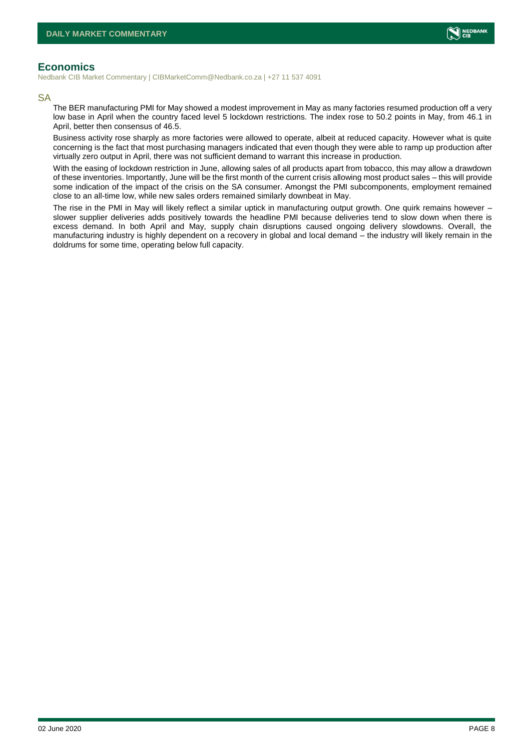## Economics

Nedbank CIB Market Commentary | CIBMarketComm@Nedbank.co.za | +27 11 537 4091

### SA

The BER manufacturing PMI for May showed a modest improvement in May as many factories resumed production off a very low base in April when the country faced level 5 lockdown restrictions. The index rose to 50.2 points in May, from 46.1 in April, better then consensus of 46.5.

Business activity rose sharply as more factories were allowed to operate, albeit at reduced capacity. However what is quite concerning is the fact that most purchasing managers indicated that even though they were able to ramp up production after virtually zero output in April, there was not sufficient demand to warrant this increase in production.

With the easing of lockdown restriction in June, allowing sales of all products apart from tobacco, this may allow a drawdown of these inventories. Importantly, June will be the first month of the current crisis allowing most product sales – this will provide some indication of the impact of the crisis on the SA consumer. Amongst the PMI subcomponents, employment remained close to an all-time low, while new sales orders remained similarly downbeat in May.

The rise in the PMI in May will likely reflect a similar uptick in manufacturing output growth. One quirk remains however – slower supplier deliveries adds positively towards the headline PMI because deliveries tend to slow down when there is excess demand. In both April and May, supply chain disruptions caused ongoing delivery slowdowns. Overall, the manufacturing industry is highly dependent on a recovery in global and local demand – the industry will likely remain in the doldrums for some time, operating below full capacity.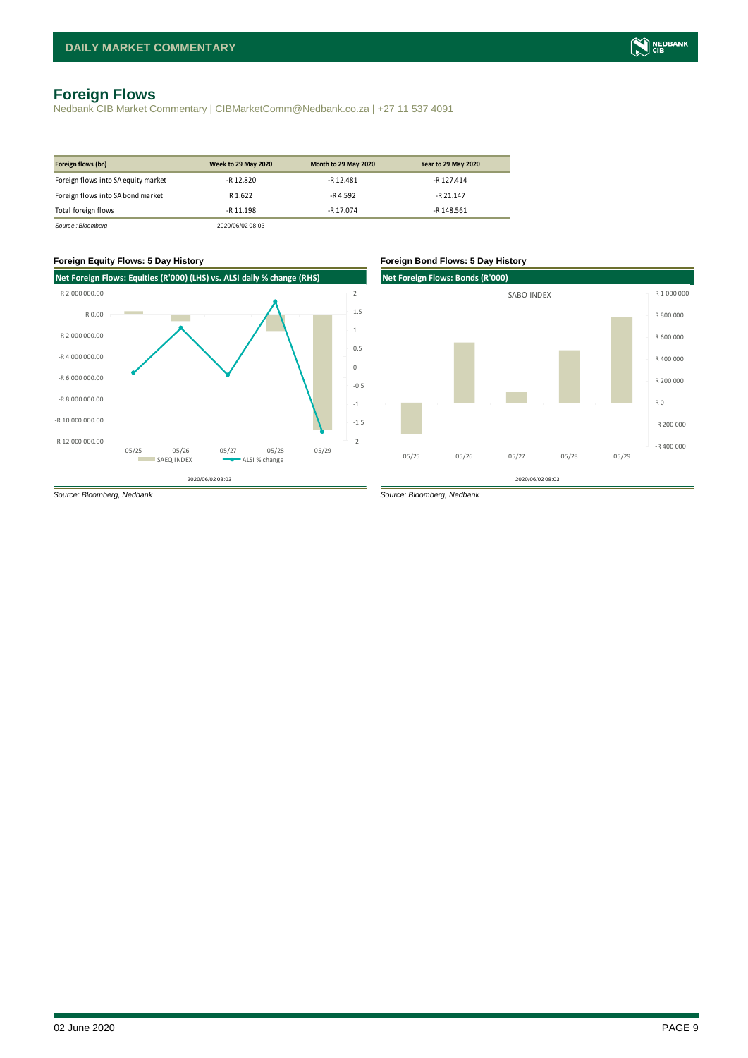# Foreign Flows

Nedbank CIB Market Commentary | CIBMarketComm@Nedbank.co.za | +27 11 537 4091

| Foreign flows (bn) | Week to 29 May 2020 | Month to 29 May 2020 | Year to 29 May 2020 |
|---|---|---|---|
| Foreign flows into SA equity market | -R 12.820 | -R 12.481 | -R 127.414 |
| Foreign flows into SA bond market | R 1.622 | -R 4.592 | -R 21.147 |
| Total foreign flows | -R 11.198 | -R 17.074 | -R 148.561 |

*Source : Bloomberg* 2020/06/02 08:03

### Foreign Equity Flows: 5 Day History

**Net Foreign Flows: Equities (R'000) (LHS) vs. ALSI daily % change (RHS)**

2020/06/02 08:03

*Source: Bloomberg, Nedbank*

### Foreign Bond Flows: 5 Day History

**Net Foreign Flows: Bonds (R'000)**

2020/06/02 08:03

*Source: Bloomberg, Nedbank*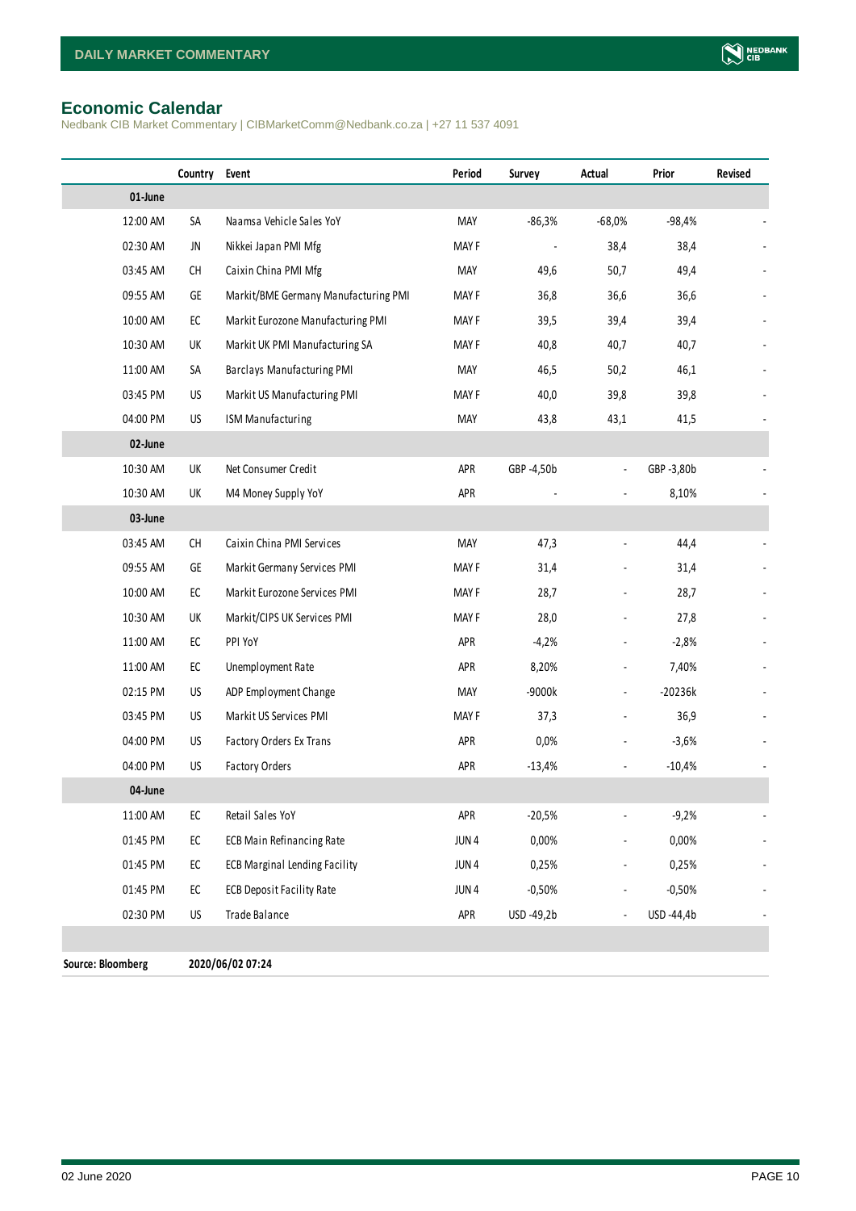## Economic Calendar

Nedbank CIB Market Commentary | CIBMarketComm@Nedbank.co.za | +27 11 537 4091

| | Country | Event | Period | Survey | Actual | Prior | Revised |
|---|---|---|---|---|---|---|---|
| **01-June** | | | | | | | |
| 12:00 AM | SA | Naamsa Vehicle Sales YoY | MAY | -86,3% | -68,0% | -98,4% | - |
| 02:30 AM | JN | Nikkei Japan PMI Mfg | MAY F | - | 38,4 | 38,4 | - |
| 03:45 AM | CH | Caixin China PMI Mfg | MAY | 49,6 | 50,7 | 49,4 | - |
| 09:55 AM | GE | Markit/BME Germany Manufacturing PMI | MAY F | 36,8 | 36,6 | 36,6 | - |
| 10:00 AM | EC | Markit Eurozone Manufacturing PMI | MAY F | 39,5 | 39,4 | 39,4 | - |
| 10:30 AM | UK | Markit UK PMI Manufacturing SA | MAY F | 40,8 | 40,7 | 40,7 | - |
| 11:00 AM | SA | Barclays Manufacturing PMI | MAY | 46,5 | 50,2 | 46,1 | - |
| 03:45 PM | US | Markit US Manufacturing PMI | MAY F | 40,0 | 39,8 | 39,8 | - |
| 04:00 PM | US | ISM Manufacturing | MAY | 43,8 | 43,1 | 41,5 | - |
| **02-June** | | | | | | | |
| 10:30 AM | UK | Net Consumer Credit | APR | GBP -4,50b | - | GBP -3,80b | - |
| 10:30 AM | UK | M4 Money Supply YoY | APR | - | - | 8,10% | - |
| **03-June** | | | | | | | |
| 03:45 AM | CH | Caixin China PMI Services | MAY | 47,3 | - | 44,4 | - |
| 09:55 AM | GE | Markit Germany Services PMI | MAY F | 31,4 | - | 31,4 | - |
| 10:00 AM | EC | Markit Eurozone Services PMI | MAY F | 28,7 | - | 28,7 | - |
| 10:30 AM | UK | Markit/CIPS UK Services PMI | MAY F | 28,0 | - | 27,8 | - |
| 11:00 AM | EC | PPI YoY | APR | -4,2% | - | -2,8% | - |
| 11:00 AM | EC | Unemployment Rate | APR | 8,20% | - | 7,40% | - |
| 02:15 PM | US | ADP Employment Change | MAY | -9000k | - | -20236k | - |
| 03:45 PM | US | Markit US Services PMI | MAY F | 37,3 | - | 36,9 | - |
| 04:00 PM | US | Factory Orders Ex Trans | APR | 0,0% | - | -3,6% | - |
| 04:00 PM | US | Factory Orders | APR | -13,4% | - | -10,4% | - |
| **04-June** | | | | | | | |
| 11:00 AM | EC | Retail Sales YoY | APR | -20,5% | - | -9,2% | - |
| 01:45 PM | EC | ECB Main Refinancing Rate | JUN 4 | 0,00% | - | 0,00% | - |
| 01:45 PM | EC | ECB Marginal Lending Facility | JUN 4 | 0,25% | - | 0,25% | - |
| 01:45 PM | EC | ECB Deposit Facility Rate | JUN 4 | -0,50% | - | -0,50% | - |
| 02:30 PM | US | Trade Balance | APR | USD -49,2b | - | USD -44,4b | - |

**Source: Bloomberg** **2020/06/02 07:24**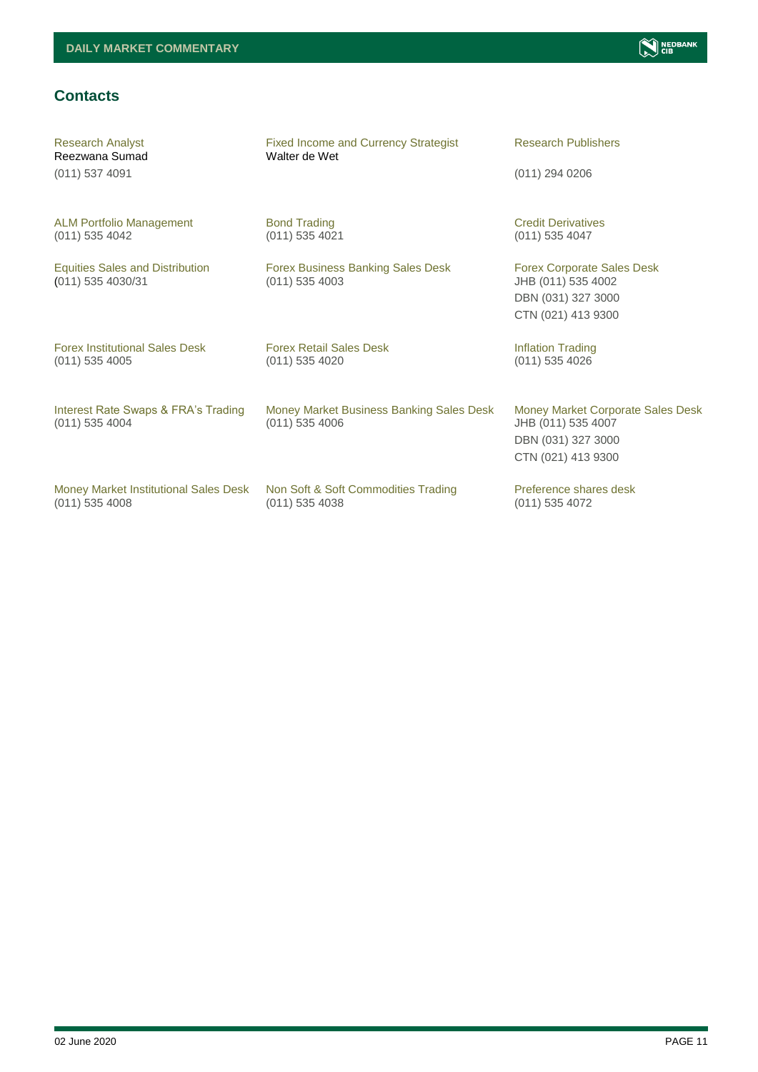## Contacts

Research Analyst
Reezwana Sumad
(011) 537 4091

Fixed Income and Currency Strategist
Walter de Wet

Research Publishers
(011) 294 0206

ALM Portfolio Management
(011) 535 4042

Bond Trading
(011) 535 4021

Credit Derivatives
(011) 535 4047

Equities Sales and Distribution
(011) 535 4030/31

Forex Business Banking Sales Desk
(011) 535 4003

Forex Corporate Sales Desk
JHB (011) 535 4002
DBN (031) 327 3000
CTN (021) 413 9300

Forex Institutional Sales Desk
(011) 535 4005

Forex Retail Sales Desk
(011) 535 4020

Inflation Trading
(011) 535 4026

Interest Rate Swaps & FRA's Trading
(011) 535 4004

Money Market Business Banking Sales Desk
(011) 535 4006

Money Market Corporate Sales Desk
JHB (011) 535 4007
DBN (031) 327 3000
CTN (021) 413 9300

Money Market Institutional Sales Desk
(011) 535 4008

Non Soft & Soft Commodities Trading
(011) 535 4038

Preference shares desk
(011) 535 4072